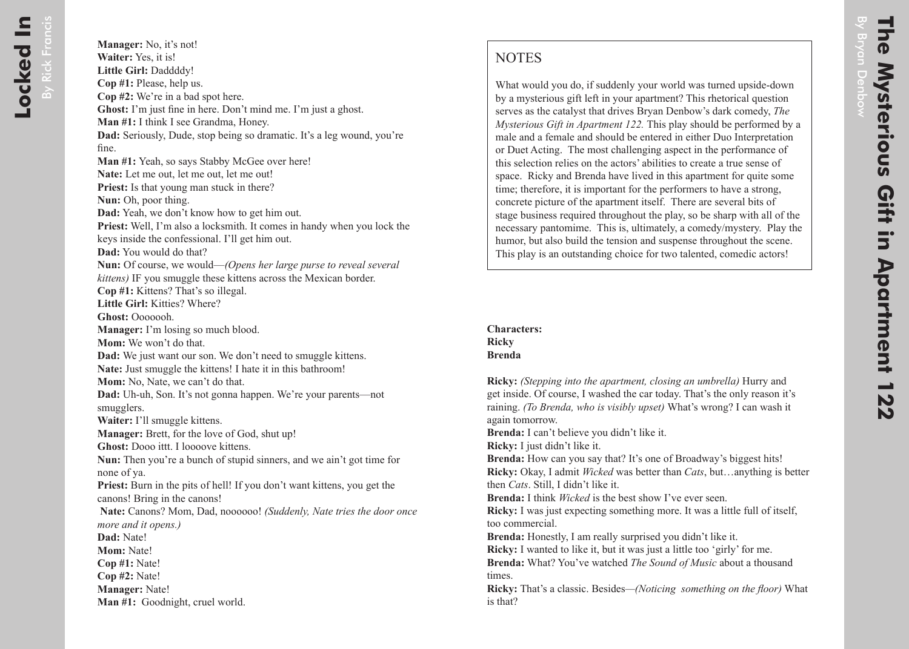**Manager:** No, it's not!
**Waiter:** Yes, it is!
**Little Girl:** Daddddy!
**Cop #1:** Please, help us.
**Cop #2:** We're in a bad spot here.
**Ghost:** I'm just fine in here. Don't mind me. I'm just a ghost.
**Man #1:** I think I see Grandma, Honey.
**Dad:** Seriously, Dude, stop being so dramatic. It's a leg wound, you're fine.
**Man #1:** Yeah, so says Stabby McGee over here!
**Nate:** Let me out, let me out, let me out!
**Priest:** Is that young man stuck in there?
**Nun:** Oh, poor thing.
**Dad:** Yeah, we don't know how to get him out.
**Priest:** Well, I'm also a locksmith. It comes in handy when you lock the keys inside the confessional. I'll get him out.
**Dad:** You would do that?
**Nun:** Of course, we would—*(Opens her large purse to reveal several kittens)* IF you smuggle these kittens across the Mexican border.
**Cop #1:** Kittens? That's so illegal.
**Little Girl:** Kitties? Where?
**Ghost:** Ooooooh.
**Manager:** I'm losing so much blood.
**Mom:** We won't do that.
**Dad:** We just want our son. We don't need to smuggle kittens.
**Nate:** Just smuggle the kittens! I hate it in this bathroom!
**Mom:** No, Nate, we can't do that.
**Dad:** Uh-uh, Son. It's not gonna happen. We're your parents—not smugglers.
**Waiter:** I'll smuggle kittens.
**Manager:** Brett, for the love of God, shut up!
**Ghost:** Dooo ittt. I loooove kittens.
**Nun:** Then you're a bunch of stupid sinners, and we ain't got time for none of ya.
**Priest:** Burn in the pits of hell! If you don't want kittens, you get the canons! Bring in the canons!
**Nate:** Canons? Mom, Dad, noooooo! *(Suddenly, Nate tries the door once more and it opens.)*
**Dad:** Nate!
**Mom:** Nate!
**Cop #1:** Nate!
**Cop #2:** Nate!
**Manager:** Nate!
**Man #1:** Goodnight, cruel world.

# The Mysterious Gift in Apartment 122

By Bryan Denbow

## NOTES

What would you do, if suddenly your world was turned upside-down by a mysterious gift left in your apartment? This rhetorical question serves as the catalyst that drives Bryan Denbow's dark comedy, *The Mysterious Gift in Apartment 122.* This play should be performed by a male and a female and should be entered in either Duo Interpretation or Duet Acting. The most challenging aspect in the performance of this selection relies on the actors' abilities to create a true sense of space. Ricky and Brenda have lived in this apartment for quite some time; therefore, it is important for the performers to have a strong, concrete picture of the apartment itself. There are several bits of stage business required throughout the play, so be sharp with all of the necessary pantomime. This is, ultimately, a comedy/mystery. Play the humor, but also build the tension and suspense throughout the scene. This play is an outstanding choice for two talented, comedic actors!

**Characters:**
**Ricky**
**Brenda**

**Ricky:** *(Stepping into the apartment, closing an umbrella)* Hurry and get inside. Of course, I washed the car today. That's the only reason it's raining. *(To Brenda, who is visibly upset)* What's wrong? I can wash it again tomorrow.
**Brenda:** I can't believe you didn't like it.
**Ricky:** I just didn't like it.
**Brenda:** How can you say that? It's one of Broadway's biggest hits!
**Ricky:** Okay, I admit *Wicked* was better than *Cats*, but…anything is better then *Cats*. Still, I didn't like it.
**Brenda:** I think *Wicked* is the best show I've ever seen.
**Ricky:** I was just expecting something more. It was a little full of itself, too commercial.
**Brenda:** Honestly, I am really surprised you didn't like it.
**Ricky:** I wanted to like it, but it was just a little too 'girly' for me.
**Brenda:** What? You've watched *The Sound of Music* about a thousand times.
**Ricky:** That's a classic. Besides—*(Noticing something on the floor)* What is that?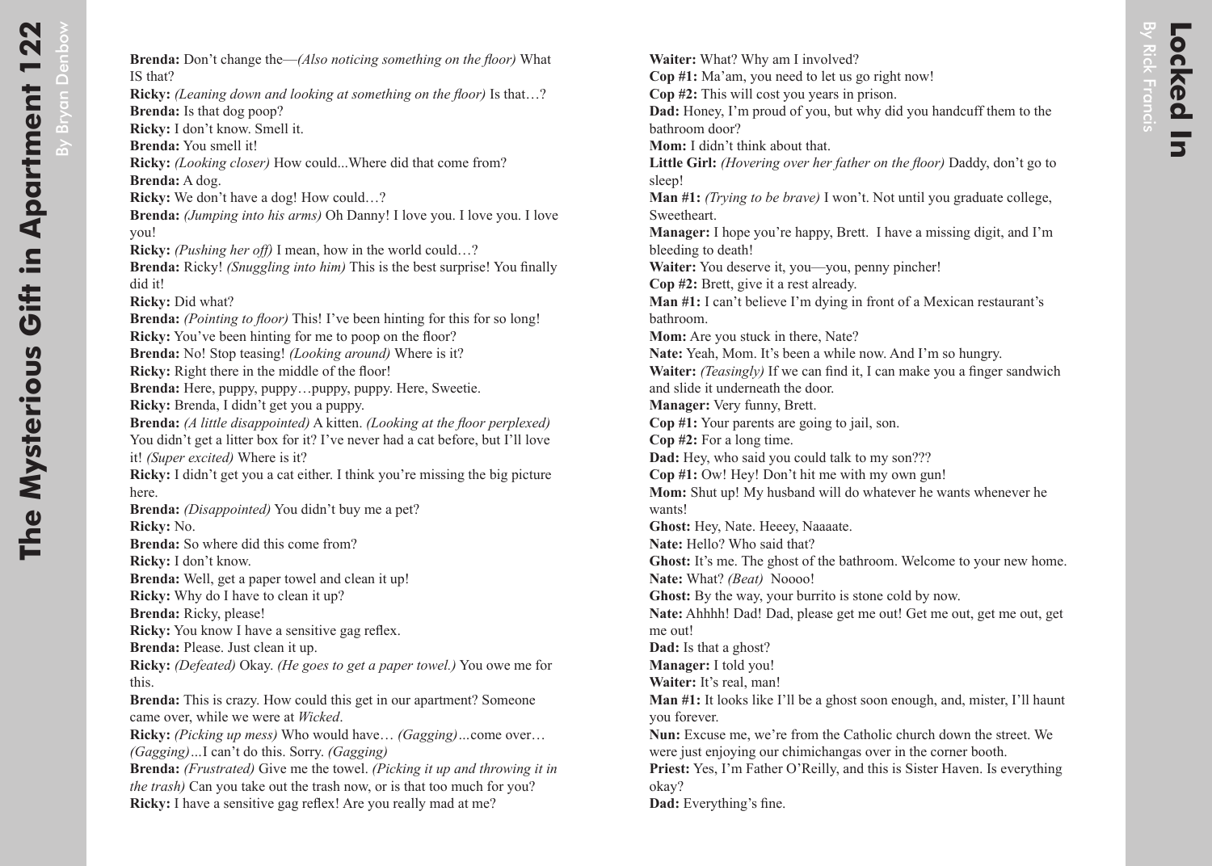**Brenda:** Don't change the—*(Also noticing something on the floor)* What IS that?
**Ricky:** *(Leaning down and looking at something on the floor)* Is that…?
**Brenda:** Is that dog poop?
**Ricky:** I don't know. Smell it.
**Brenda:** You smell it!
**Ricky:** *(Looking closer)* How could...Where did that come from?
**Brenda:** A dog.
**Ricky:** We don't have a dog! How could…?
**Brenda:** *(Jumping into his arms)* Oh Danny! I love you. I love you. I love you!
**Ricky:** *(Pushing her off)* I mean, how in the world could…?
**Brenda:** Ricky! *(Snuggling into him)* This is the best surprise! You finally did it!
**Ricky:** Did what?
**Brenda:** *(Pointing to floor)* This! I've been hinting for this for so long!
**Ricky:** You've been hinting for me to poop on the floor?
**Brenda:** No! Stop teasing! *(Looking around)* Where is it?
**Ricky:** Right there in the middle of the floor!
**Brenda:** Here, puppy, puppy…puppy, puppy. Here, Sweetie.
**Ricky:** Brenda, I didn't get you a puppy.
**Brenda:** *(A little disappointed)* A kitten. *(Looking at the floor perplexed)* You didn't get a litter box for it? I've never had a cat before, but I'll love it! *(Super excited)* Where is it?
**Ricky:** I didn't get you a cat either. I think you're missing the big picture here.
**Brenda:** *(Disappointed)* You didn't buy me a pet?
**Ricky:** No.
**Brenda:** So where did this come from?
**Ricky:** I don't know.
**Brenda:** Well, get a paper towel and clean it up!
**Ricky:** Why do I have to clean it up?
**Brenda:** Ricky, please!
**Ricky:** You know I have a sensitive gag reflex.
**Brenda:** Please. Just clean it up.
**Ricky:** *(Defeated)* Okay. *(He goes to get a paper towel.)* You owe me for this.
**Brenda:** This is crazy. How could this get in our apartment? Someone came over, while we were at *Wicked*.
**Ricky:** *(Picking up mess)* Who would have… *(Gagging)…*come over… *(Gagging)…*I can't do this. Sorry. *(Gagging)*
**Brenda:** *(Frustrated)* Give me the towel. *(Picking it up and throwing it in the trash)* Can you take out the trash now, or is that too much for you?
**Ricky:** I have a sensitive gag reflex! Are you really mad at me?

**Waiter:** What? Why am I involved?
**Cop #1:** Ma'am, you need to let us go right now!
**Cop #2:** This will cost you years in prison.
**Dad:** Honey, I'm proud of you, but why did you handcuff them to the bathroom door?
**Mom:** I didn't think about that.
**Little Girl:** *(Hovering over her father on the floor)* Daddy, don't go to sleep!
**Man #1:** *(Trying to be brave)* I won't. Not until you graduate college, Sweetheart.
**Manager:** I hope you're happy, Brett. I have a missing digit, and I'm bleeding to death!
**Waiter:** You deserve it, you—you, penny pincher!
**Cop #2:** Brett, give it a rest already.
**Man #1:** I can't believe I'm dying in front of a Mexican restaurant's bathroom.
**Mom:** Are you stuck in there, Nate?
**Nate:** Yeah, Mom. It's been a while now. And I'm so hungry.
**Waiter:** *(Teasingly)* If we can find it, I can make you a finger sandwich and slide it underneath the door.
**Manager:** Very funny, Brett.
**Cop #1:** Your parents are going to jail, son.
**Cop #2:** For a long time.
**Dad:** Hey, who said you could talk to my son???
**Cop #1:** Ow! Hey! Don't hit me with my own gun!
**Mom:** Shut up! My husband will do whatever he wants whenever he wants!
**Ghost:** Hey, Nate. Heeey, Naaaate.
**Nate:** Hello? Who said that?
**Ghost:** It's me. The ghost of the bathroom. Welcome to your new home.
**Nate:** What? *(Beat)* Noooo!
**Ghost:** By the way, your burrito is stone cold by now.
**Nate:** Ahhhh! Dad! Dad, please get me out! Get me out, get me out, get me out!
**Dad:** Is that a ghost?
**Manager:** I told you!
**Waiter:** It's real, man!
**Man #1:** It looks like I'll be a ghost soon enough, and, mister, I'll haunt you forever.
**Nun:** Excuse me, we're from the Catholic church down the street. We were just enjoying our chimichangas over in the corner booth.
**Priest:** Yes, I'm Father O'Reilly, and this is Sister Haven. Is everything okay?
**Dad:** Everything's fine.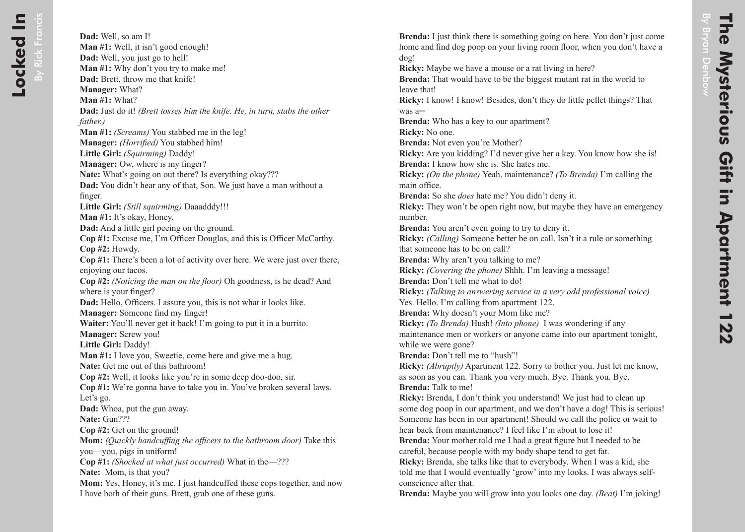**Dad:** Well, so am I!
**Man #1:** Well, it isn't good enough!
**Dad:** Well, you just go to hell!
**Man #1:** Why don't you try to make me!
**Dad:** Brett, throw me that knife!
**Manager:** What?
**Man #1:** What?
**Dad:** Just do it! *(Brett tosses him the knife. He, in turn, stabs the other father.)*
**Man #1:** *(Screams)* You stabbed me in the leg!
**Manager:** *(Horrified)* You stabbed him!
**Little Girl:** *(Squirming)* Daddy!
**Manager:** Ow, where is my finger?
**Nate:** What's going on out there? Is everything okay???
**Dad:** You didn't hear any of that, Son. We just have a man without a finger.
**Little Girl:** *(Still squirming)* Daaadddy!!!
**Man #1:** It's okay, Honey.
**Dad:** And a little girl peeing on the ground.
**Cop #1:** Excuse me, I'm Officer Douglas, and this is Officer McCarthy.
**Cop #2:** Howdy.
**Cop #1:** There's been a lot of activity over here. We were just over there, enjoying our tacos.
**Cop #2:** *(Noticing the man on the floor)* Oh goodness, is he dead? And where is your finger?
**Dad:** Hello, Officers. I assure you, this is not what it looks like.
**Manager:** Someone find my finger!
**Waiter:** You'll never get it back! I'm going to put it in a burrito.
**Manager:** Screw you!
**Little Girl:** Daddy!
**Man #1:** I love you, Sweetie, come here and give me a hug.
**Nate:** Get me out of this bathroom!
**Cop #2:** Well, it looks like you're in some deep doo-doo, sir.
**Cop #1:** We're gonna have to take you in. You've broken several laws. Let's go.
**Dad:** Whoa, put the gun away.
**Nate:** Gun???
**Cop #2:** Get on the ground!
**Mom:** *(Quickly handcuffing the officers to the bathroom door)* Take this you—you, pigs in uniform!
**Cop #1:** *(Shocked at what just occurred)* What in the—???
**Nate:** Mom, is that you?
**Mom:** Yes, Honey, it's me. I just handcuffed these cops together, and now I have both of their guns. Brett, grab one of these guns.

**Brenda:** I just think there is something going on here. You don't just come home and find dog poop on your living room floor, when you don't have a dog!
**Ricky:** Maybe we have a mouse or a rat living in here?
**Brenda:** That would have to be the biggest mutant rat in the world to leave that!
**Ricky:** I know! I know! Besides, don't they do little pellet things? That was a–
**Brenda:** Who has a key to our apartment?
**Ricky:** No one.
**Brenda:** Not even you're Mother?
**Ricky:** Are you kidding? I'd never give her a key. You know how she is!
**Brenda:** I know how she is. She hates me.
**Ricky:** *(On the phone)* Yeah, maintenance? *(To Brenda)* I'm calling the main office.
**Brenda:** So she *does* hate me? You didn't deny it.
**Ricky:** They won't be open right now, but maybe they have an emergency number.
**Brenda:** You aren't even going to try to deny it.
**Ricky:** *(Calling)* Someone better be on call. Isn't it a rule or something that someone has to be on call?
**Brenda:** Why aren't you talking to me?
**Ricky:** *(Covering the phone)* Shhh. I'm leaving a message!
**Brenda:** Don't tell me what to do!
**Ricky:** *(Talking to answering service in a very odd professional voice)* Yes. Hello. I'm calling from apartment 122.
**Brenda:** Why doesn't your Mom like me?
**Ricky:** *(To Brenda)* Hush! *(Into phone)* I was wondering if any maintenance men or workers or anyone came into our apartment tonight, while we were gone?
**Brenda:** Don't tell me to "hush"!
**Ricky:** *(Abruptly)* Apartment 122. Sorry to bother you. Just let me know, as soon as you can. Thank you very much. Bye. Thank you. Bye.
**Brenda:** Talk to me!
**Ricky:** Brenda, I don't think you understand! We just had to clean up some dog poop in our apartment, and we don't have a dog! This is serious! Someone has been in our apartment! Should we call the police or wait to hear back from maintenance? I feel like I'm about to lose it!
**Brenda:** Your mother told me I had a great figure but I needed to be careful, because people with my body shape tend to get fat.
**Ricky:** Brenda, she talks like that to everybody. When I was a kid, she told me that I would eventually 'grow' into my looks. I was always self-conscience after that.
**Brenda:** Maybe you will grow into you looks one day. *(Beat)* I'm joking!